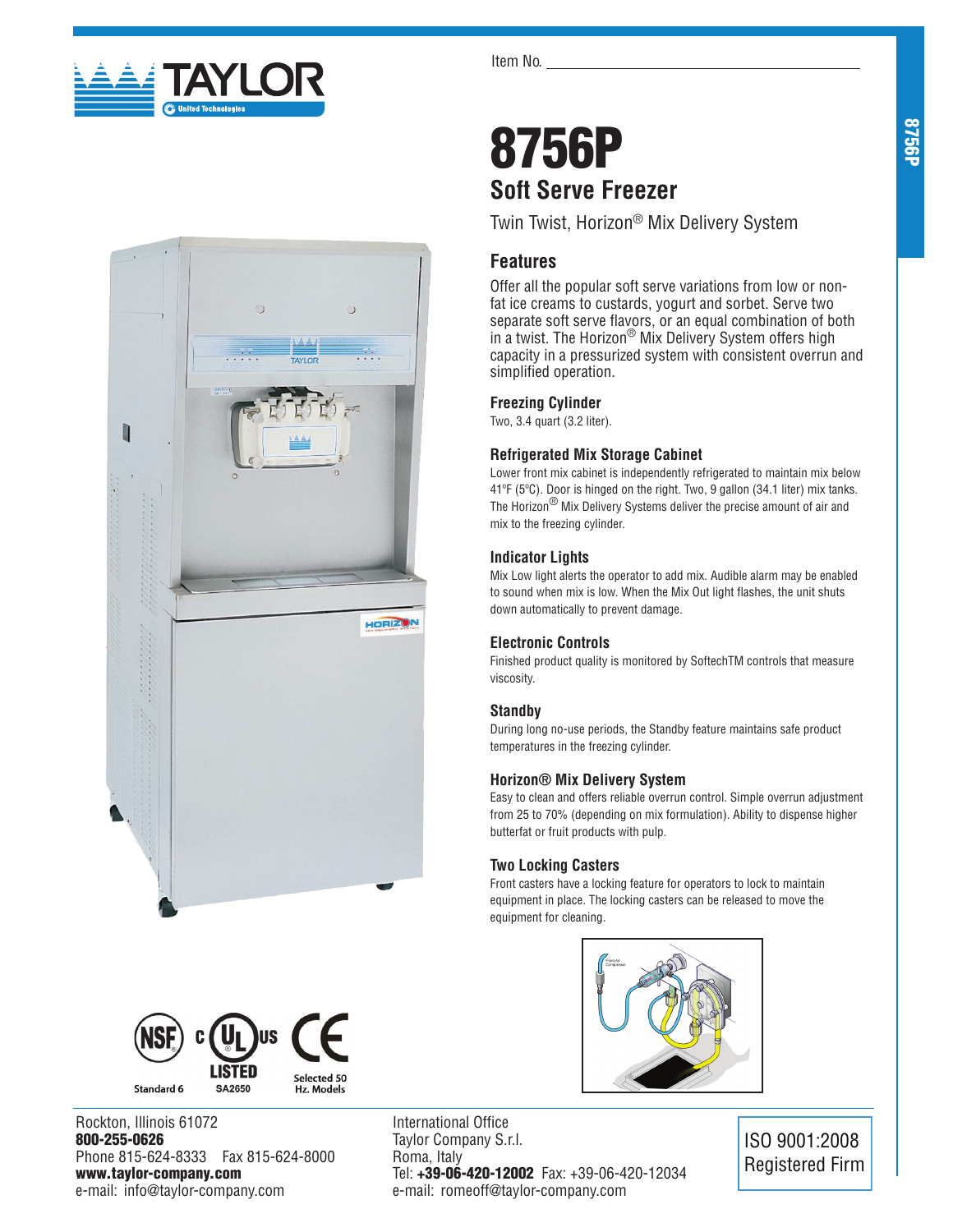Item No. ____________________

# 8756P

## Soft Serve Freezer

Twin Twist, Horizon® Mix Delivery System

### Features

Offer all the popular soft serve variations from low or non-fat ice creams to custards, yogurt and sorbet. Serve two separate soft serve flavors, or an equal combination of both in a twist. The Horizon® Mix Delivery System offers high capacity in a pressurized system with consistent overrun and simplified operation.

### Freezing Cylinder

Two, 3.4 quart (3.2 liter).

### Refrigerated Mix Storage Cabinet

Lower front mix cabinet is independently refrigerated to maintain mix below 41ºF (5ºC). Door is hinged on the right. Two, 9 gallon (34.1 liter) mix tanks. The Horizon® Mix Delivery Systems deliver the precise amount of air and mix to the freezing cylinder.

### Indicator Lights

Mix Low light alerts the operator to add mix. Audible alarm may be enabled to sound when mix is low. When the Mix Out light flashes, the unit shuts down automatically to prevent damage.

### Electronic Controls

Finished product quality is monitored by SoftechTM controls that measure viscosity.

### Standby

During long no-use periods, the Standby feature maintains safe product temperatures in the freezing cylinder.

### Horizon® Mix Delivery System

Easy to clean and offers reliable overrun control. Simple overrun adjustment from 25 to 70% (depending on mix formulation). Ability to dispense higher butterfat or fruit products with pulp.

### Two Locking Casters

Front casters have a locking feature for operators to lock to maintain equipment in place. The locking casters can be released to move the equipment for cleaning.

NSF Standard 6 · c UL us LISTED SA2650 · CE Selected 50 Hz. Models

Rockton, Illinois 61072
**800-255-0626**
Phone 815-624-8333 Fax 815-624-8000
**www.taylor-company.com**
e-mail: info@taylor-company.com

International Office
Taylor Company S.r.l.
Roma, Italy
Tel: **+39-06-420-12002** Fax: +39-06-420-12034
e-mail: romeoff@taylor-company.com

ISO 9001:2008 Registered Firm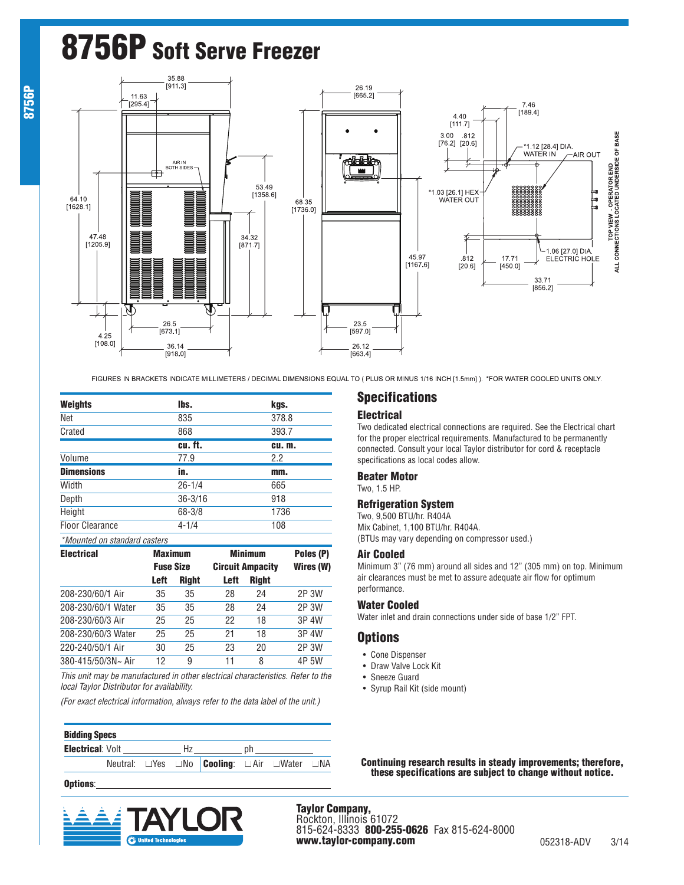# 8756P Soft Serve Freezer

35.88
[911.3]
11.63
[295.4]
AIR IN
BOTH SIDES
64.10
[1628.1]
47.48
[1205.9]
53.49
[1358.6]
34.32
[871.7]
4.25
[108.0]
26.5
[673.1]
36.14
[918.0]
26.19
[665.2]
68.35
[1736.0]
45.97
[1167.6]
23.5
[597.0]
26.12
[663.4]
4.40
[111.7]
7.46
[189.4]
3.00
[76.2]
.812
[20.6]
*1.12 [28.4] DIA.
WATER IN
AIR OUT
*1.03 [26.1] HEX
WATER OUT
.812
[20.6]
17.71
[450.0]
1.06 [27.0] DIA.
ELECTRIC HOLE
33.71
[856.2]
TOP VIEW - OPERATOR END
ALL CONNECTIONS LOCATED UNDERSIDE OF BASE

FIGURES IN BRACKETS INDICATE MILLIMETERS / DECIMAL DIMENSIONS EQUAL TO ( PLUS OR MINUS 1/16 INCH [1.5mm] ). *FOR WATER COOLED UNITS ONLY.

| Weights | lbs. | kgs. |
|---|---|---|
| Net | 835 | 378.8 |
| Crated | 868 | 393.7 |
| | **cu. ft.** | **cu. m.** |
| Volume | 77.9 | 2.2 |
| **Dimensions** | **in.** | **mm.** |
| Width | 26-1/4 | 665 |
| Depth | 36-3/16 | 918 |
| Height | 68-3/8 | 1736 |
| Floor Clearance | 4-1/4 | 108 |

*\*Mounted on standard casters*

| Electrical | Maximum Fuse Size | | Minimum Circuit Ampacity | | Poles (P) Wires (W) |
|---|---|---|---|---|---|
| | Left | Right | Left | Right | |
| 208-230/60/1 Air | 35 | 35 | 28 | 24 | 2P 3W |
| 208-230/60/1 Water | 35 | 35 | 28 | 24 | 2P 3W |
| 208-230/60/3 Air | 25 | 25 | 22 | 18 | 3P 4W |
| 208-230/60/3 Water | 25 | 25 | 21 | 18 | 3P 4W |
| 220-240/50/1 Air | 30 | 25 | 23 | 20 | 2P 3W |
| 380-415/50/3N~ Air | 12 | 9 | 11 | 8 | 4P 5W |

*This unit may be manufactured in other electrical characteristics. Refer to the local Taylor Distributor for availability.*

*(For exact electrical information, always refer to the data label of the unit.)*

## Specifications

### Electrical

Two dedicated electrical connections are required. See the Electrical chart for the proper electrical requirements. Manufactured to be permanently connected. Consult your local Taylor distributor for cord & receptacle specifications as local codes allow.

### Beater Motor

Two, 1.5 HP.

### Refrigeration System

Two, 9,500 BTU/hr. R404A
Mix Cabinet, 1,100 BTU/hr. R404A.
(BTUs may vary depending on compressor used.)

### Air Cooled

Minimum 3" (76 mm) around all sides and 12" (305 mm) on top. Minimum air clearances must be met to assure adequate air flow for optimum performance.

### Water Cooled

Water inlet and drain connections under side of base 1/2" FPT.

## Options

- Cone Dispenser
- Draw Valve Lock Kit
- Sneeze Guard
- Syrup Rail Kit (side mount)

**Bidding Specs**

**Electrical**: Volt ____________ Hz ____________ ph ____________

Neutral: ❑Yes ❑No | **Cooling**: ❑Air ❑Water ❑NA

**Options**: ________________________________________

**Continuing research results in steady improvements; therefore, these specifications are subject to change without notice.**

TAYLOR
United Technologies

**Taylor Company,**
Rockton, Illinois 61072
815-624-8333 **800-255-0626** Fax 815-624-8000
**www.taylor-company.com**

052318-ADV 3/14